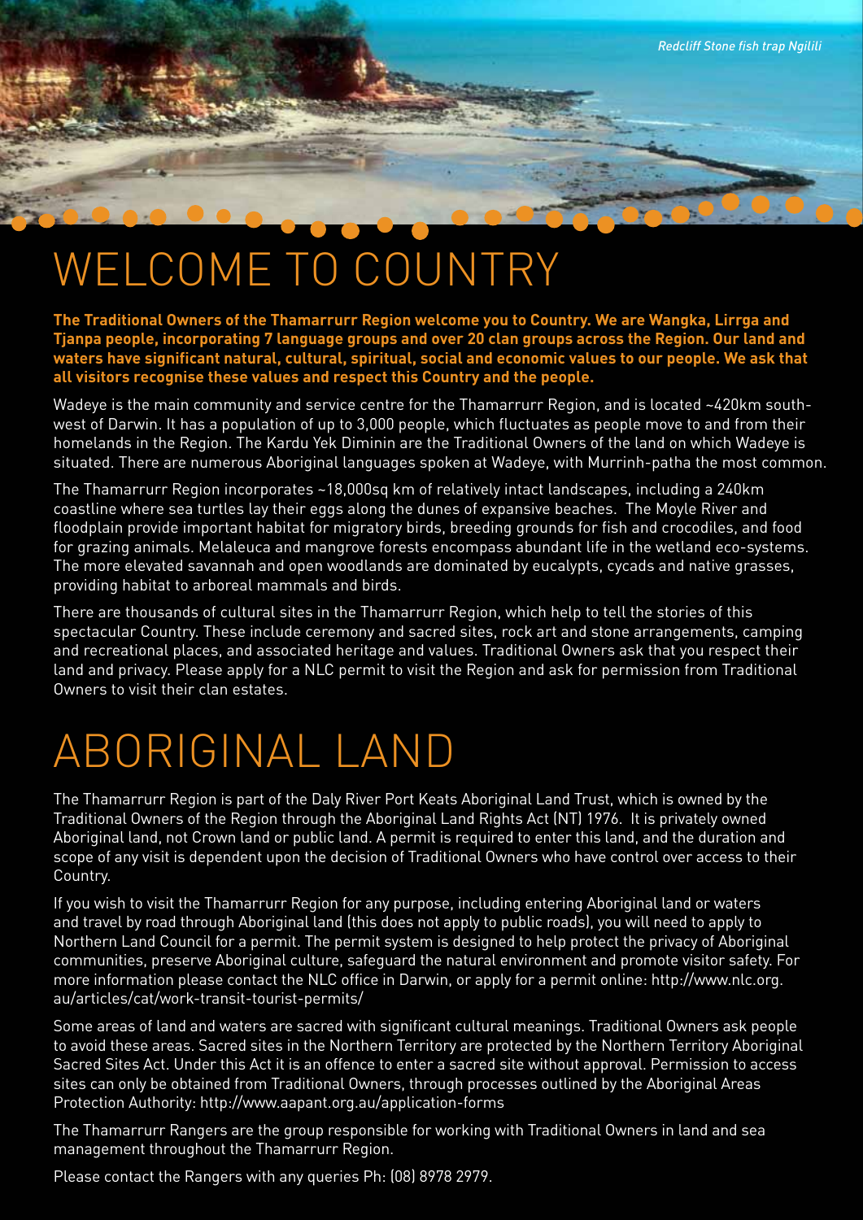*Redcliff Stone fish trap Ngilili*

# WELCOME TO COUNTRY

**The Traditional Owners of the Thamarrurr Region welcome you to Country. We are Wangka, Lirrga and Tjanpa people, incorporating 7 language groups and over 20 clan groups across the Region. Our land and waters have significant natural, cultural, spiritual, social and economic values to our people. We ask that all visitors recognise these values and respect this Country and the people.**

Wadeye is the main community and service centre for the Thamarrurr Region, and is located ~420km south-west of Darwin. It has a population of up to 3,000 people, which fluctuates as people move to and from their homelands in the Region. The Kardu Yek Diminin are the Traditional Owners of the land on which Wadeye is situated. There are numerous Aboriginal languages spoken at Wadeye, with Murrinh-patha the most common.

The Thamarrurr Region incorporates ~18,000sq km of relatively intact landscapes, including a 240km coastline where sea turtles lay their eggs along the dunes of expansive beaches. The Moyle River and floodplain provide important habitat for migratory birds, breeding grounds for fish and crocodiles, and food for grazing animals. Melaleuca and mangrove forests encompass abundant life in the wetland eco-systems. The more elevated savannah and open woodlands are dominated by eucalypts, cycads and native grasses, providing habitat to arboreal mammals and birds.

There are thousands of cultural sites in the Thamarrurr Region, which help to tell the stories of this spectacular Country. These include ceremony and sacred sites, rock art and stone arrangements, camping and recreational places, and associated heritage and values. Traditional Owners ask that you respect their land and privacy. Please apply for a NLC permit to visit the Region and ask for permission from Traditional Owners to visit their clan estates.

# ABORIGINAL LAND

The Thamarrurr Region is part of the Daly River Port Keats Aboriginal Land Trust, which is owned by the Traditional Owners of the Region through the Aboriginal Land Rights Act (NT) 1976. It is privately owned Aboriginal land, not Crown land or public land. A permit is required to enter this land, and the duration and scope of any visit is dependent upon the decision of Traditional Owners who have control over access to their Country.

If you wish to visit the Thamarrurr Region for any purpose, including entering Aboriginal land or waters and travel by road through Aboriginal land (this does not apply to public roads), you will need to apply to Northern Land Council for a permit. The permit system is designed to help protect the privacy of Aboriginal communities, preserve Aboriginal culture, safeguard the natural environment and promote visitor safety. For more information please contact the NLC office in Darwin, or apply for a permit online: http://www.nlc.org.au/articles/cat/work-transit-tourist-permits/

Some areas of land and waters are sacred with significant cultural meanings. Traditional Owners ask people to avoid these areas. Sacred sites in the Northern Territory are protected by the Northern Territory Aboriginal Sacred Sites Act. Under this Act it is an offence to enter a sacred site without approval. Permission to access sites can only be obtained from Traditional Owners, through processes outlined by the Aboriginal Areas Protection Authority: http://www.aapant.org.au/application-forms

The Thamarrurr Rangers are the group responsible for working with Traditional Owners in land and sea management throughout the Thamarrurr Region.

Please contact the Rangers with any queries Ph: (08) 8978 2979.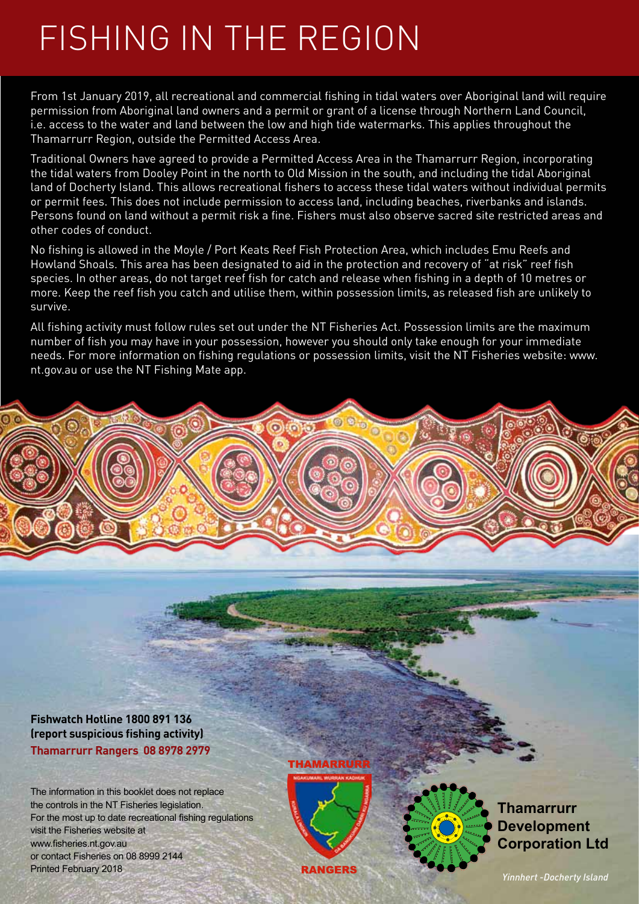# FISHING IN THE REGION

From 1st January 2019, all recreational and commercial fishing in tidal waters over Aboriginal land will require permission from Aboriginal land owners and a permit or grant of a license through Northern Land Council, i.e. access to the water and land between the low and high tide watermarks. This applies throughout the Thamarrurr Region, outside the Permitted Access Area.

Traditional Owners have agreed to provide a Permitted Access Area in the Thamarrurr Region, incorporating the tidal waters from Dooley Point in the north to Old Mission in the south, and including the tidal Aboriginal land of Docherty Island. This allows recreational fishers to access these tidal waters without individual permits or permit fees. This does not include permission to access land, including beaches, riverbanks and islands. Persons found on land without a permit risk a fine. Fishers must also observe sacred site restricted areas and other codes of conduct.

No fishing is allowed in the Moyle / Port Keats Reef Fish Protection Area, which includes Emu Reefs and Howland Shoals. This area has been designated to aid in the protection and recovery of "at risk" reef fish species. In other areas, do not target reef fish for catch and release when fishing in a depth of 10 metres or more. Keep the reef fish you catch and utilise them, within possession limits, as released fish are unlikely to survive.

All fishing activity must follow rules set out under the NT Fisheries Act. Possession limits are the maximum number of fish you may have in your possession, however you should only take enough for your immediate needs. For more information on fishing regulations or possession limits, visit the NT Fisheries website: www.nt.gov.au or use the NT Fishing Mate app.

**Fishwatch Hotline 1800 891 136**
**(report suspicious fishing activity)**
**Thamarrurr Rangers 08 8978 2979**

The information in this booklet does not replace the controls in the NT Fisheries legislation.
For the most up to date recreational fishing regulations visit the Fisheries website at www.fisheries.nt.gov.au
or contact Fisheries on 08 8999 2144
Printed February 2018

THAMARRURR RANGERS

**Thamarrurr Development Corporation Ltd**

*Yinnhert -Docherty Island*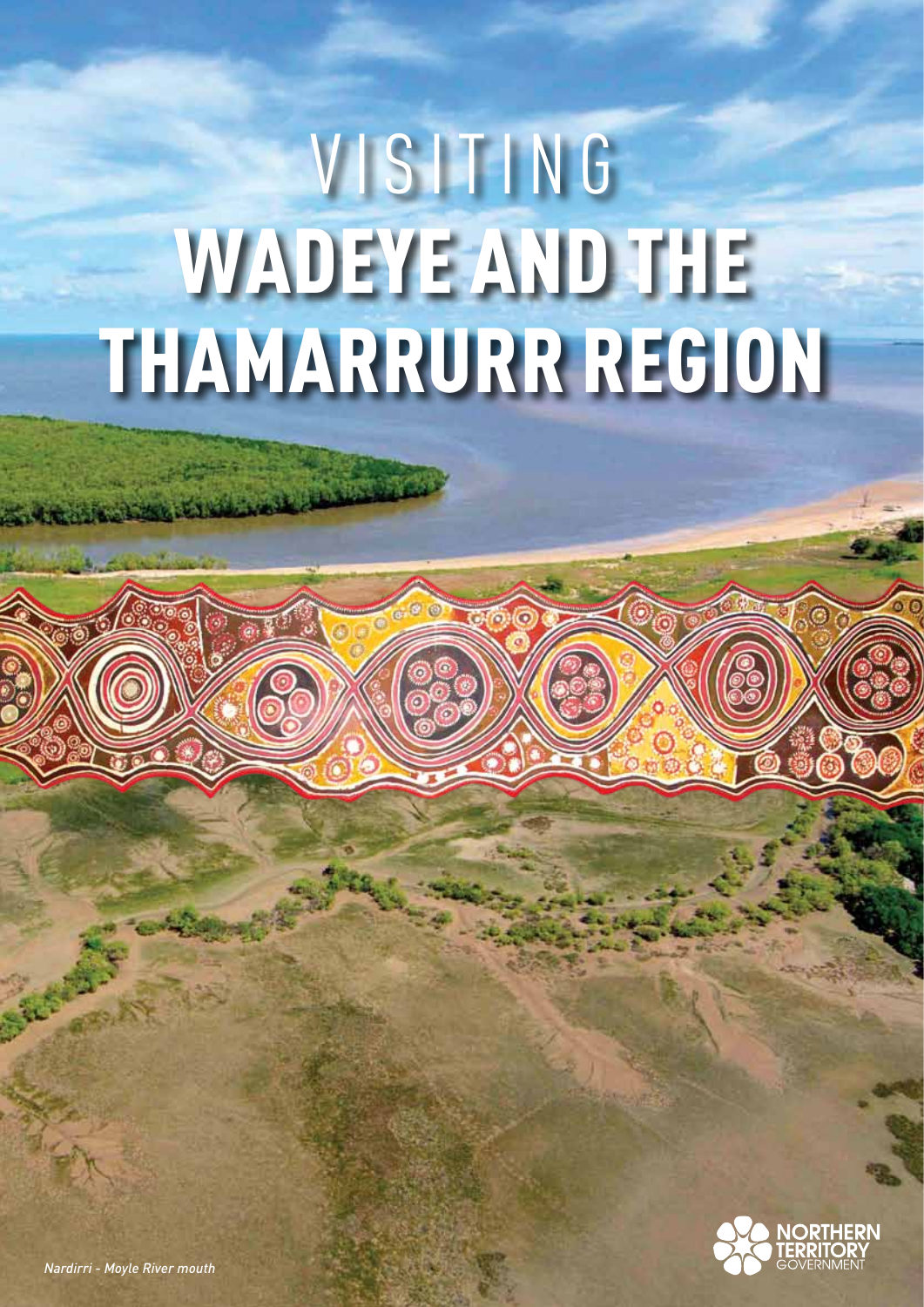# VISITING WADEYE AND THE THAMARRURR REGION

*Nardirri - Moyle River mouth*

NORTHERN TERRITORY GOVERNMENT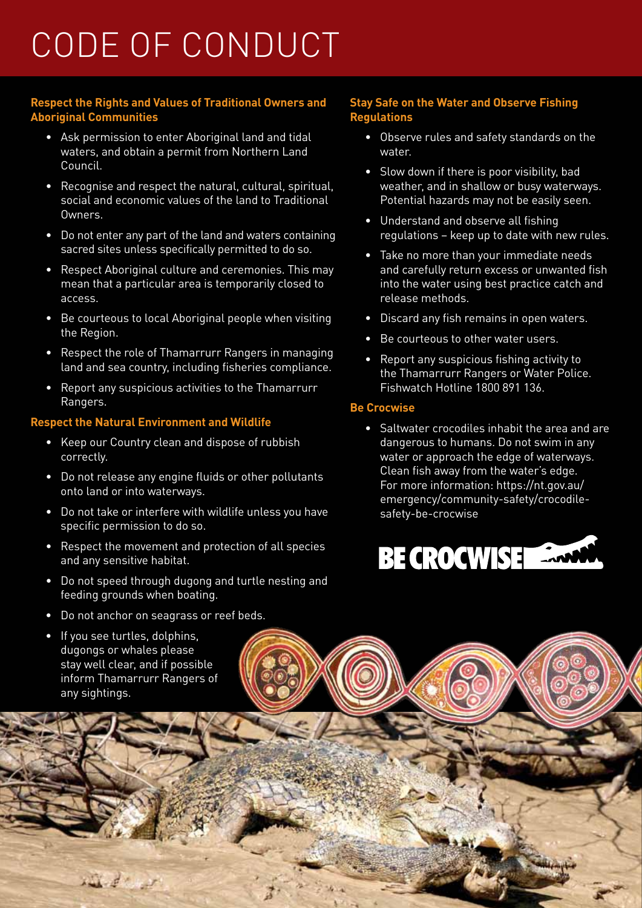# CODE OF CONDUCT

### Respect the Rights and Values of Traditional Owners and Aboriginal Communities

- Ask permission to enter Aboriginal land and tidal waters, and obtain a permit from Northern Land Council.
- Recognise and respect the natural, cultural, spiritual, social and economic values of the land to Traditional Owners.
- Do not enter any part of the land and waters containing sacred sites unless specifically permitted to do so.
- Respect Aboriginal culture and ceremonies. This may mean that a particular area is temporarily closed to access.
- Be courteous to local Aboriginal people when visiting the Region.
- Respect the role of Thamarrurr Rangers in managing land and sea country, including fisheries compliance.
- Report any suspicious activities to the Thamarrurr Rangers.

### Respect the Natural Environment and Wildlife

- Keep our Country clean and dispose of rubbish correctly.
- Do not release any engine fluids or other pollutants onto land or into waterways.
- Do not take or interfere with wildlife unless you have specific permission to do so.
- Respect the movement and protection of all species and any sensitive habitat.
- Do not speed through dugong and turtle nesting and feeding grounds when boating.
- Do not anchor on seagrass or reef beds.
- If you see turtles, dolphins, dugongs or whales please stay well clear, and if possible inform Thamarrurr Rangers of any sightings.

### Stay Safe on the Water and Observe Fishing Regulations

- Observe rules and safety standards on the water.
- Slow down if there is poor visibility, bad weather, and in shallow or busy waterways. Potential hazards may not be easily seen.
- Understand and observe all fishing regulations – keep up to date with new rules.
- Take no more than your immediate needs and carefully return excess or unwanted fish into the water using best practice catch and release methods.
- Discard any fish remains in open waters.
- Be courteous to other water users.
- Report any suspicious fishing activity to the Thamarrurr Rangers or Water Police. Fishwatch Hotline 1800 891 136.

### Be Crocwise

- Saltwater crocodiles inhabit the area and are dangerous to humans. Do not swim in any water or approach the edge of waterways. Clean fish away from the water's edge. For more information: https://nt.gov.au/emergency/community-safety/crocodile-safety-be-crocwise

BE CROCWISE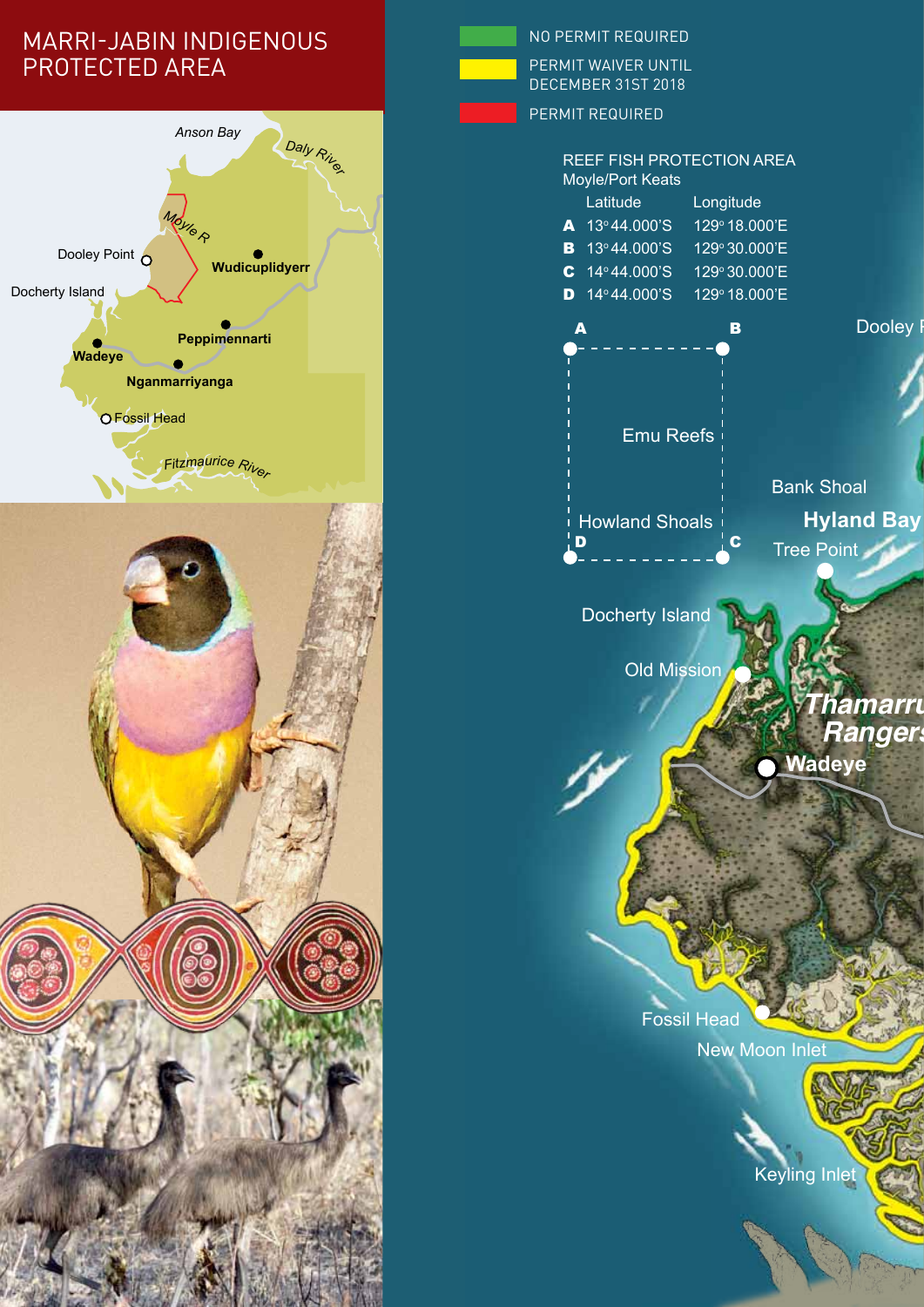# MARRI-JABIN INDIGENOUS PROTECTED AREA

- NO PERMIT REQUIRED
- PERMIT WAIVER UNTIL DECEMBER 31ST 2018
- PERMIT REQUIRED

REEF FISH PROTECTION AREA
Moyle/Port Keats

| | Latitude | Longitude |
|---|---|---|
| **A** | 13° 44.000'S | 129° 18.000'E |
| **B** | 13° 44.000'S | 129° 30.000'E |
| **C** | 14° 44.000'S | 129° 30.000'E |
| **D** | 14° 44.000'S | 129° 18.000'E |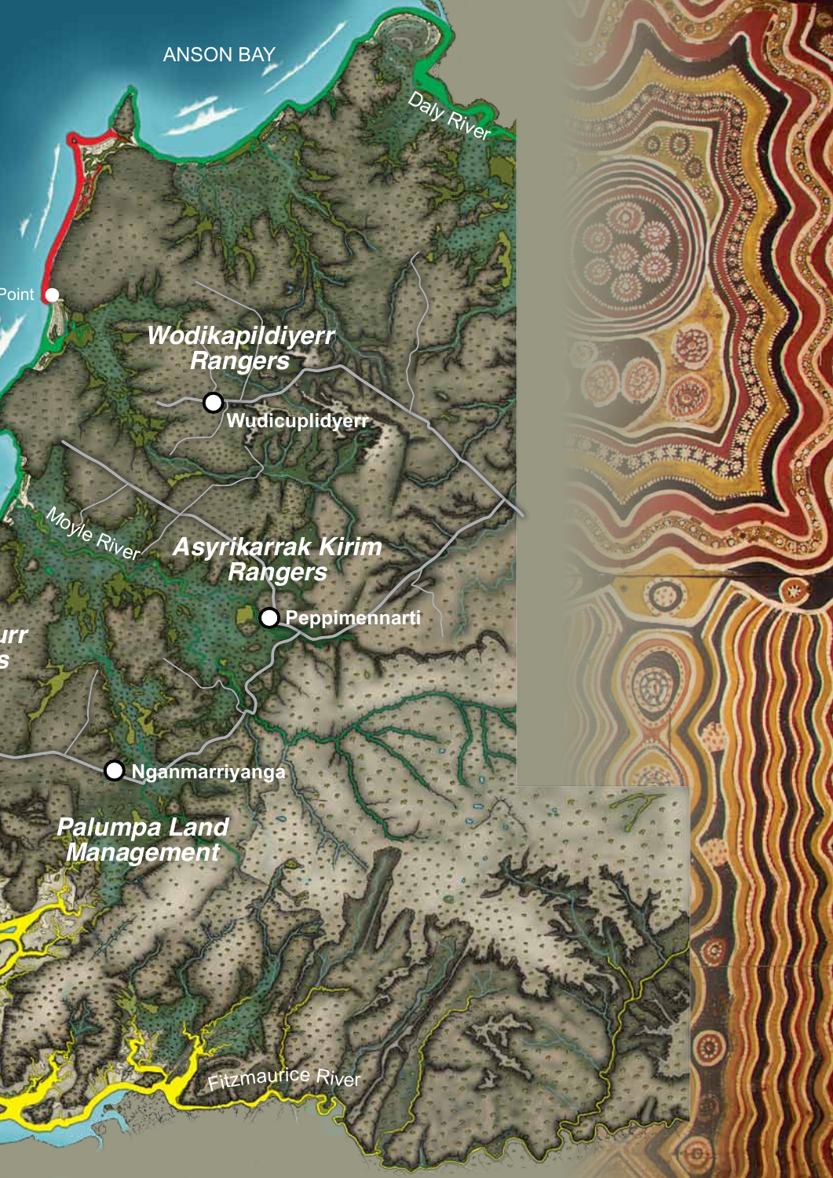ANSON BAY

Daly River

Point

Wodikapildiyerr Rangers

Wudicuplidyerr

Moyle River

Asyrikarrak Kirim Rangers

Peppimenarti

urr

s

Nganmarriyanga

Palumpa Land Management

Fitzmaurice River